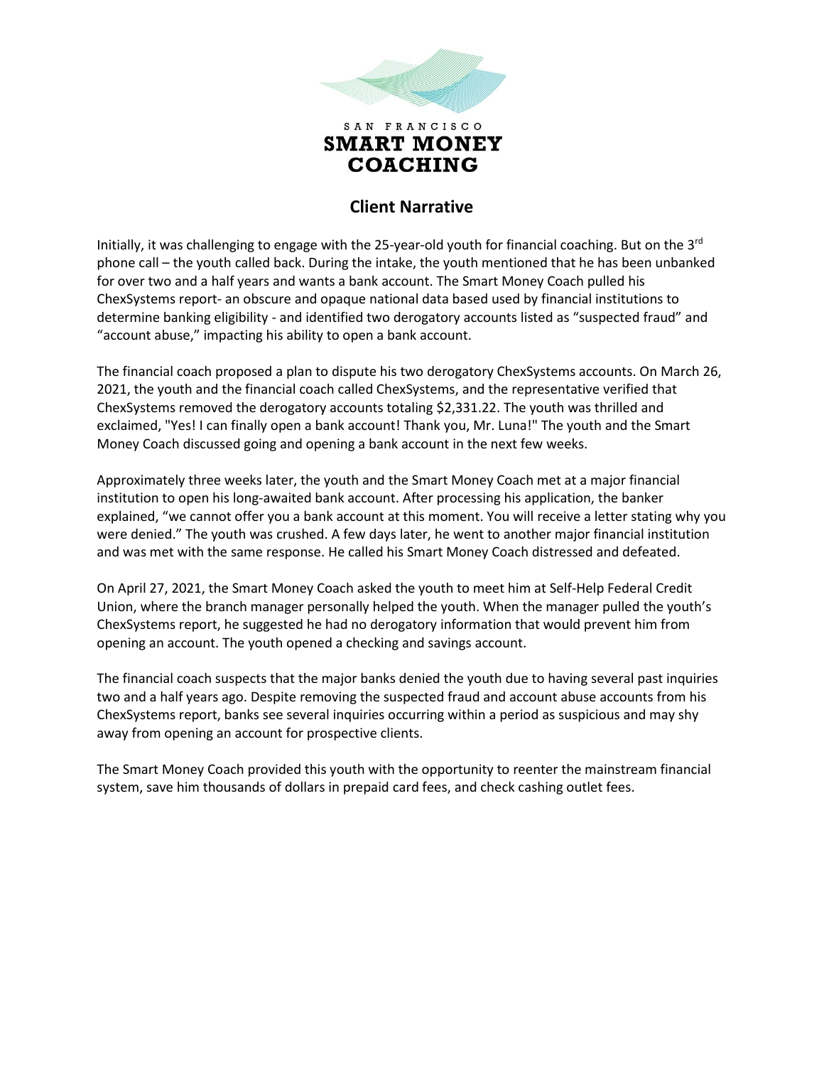SAN FRANCISCO

**SMART MONEY COACHING**

## Client Narrative

Initially, it was challenging to engage with the 25-year-old youth for financial coaching. But on the 3rd phone call – the youth called back. During the intake, the youth mentioned that he has been unbanked for over two and a half years and wants a bank account. The Smart Money Coach pulled his ChexSystems report- an obscure and opaque national data based used by financial institutions to determine banking eligibility - and identified two derogatory accounts listed as "suspected fraud" and "account abuse," impacting his ability to open a bank account.

The financial coach proposed a plan to dispute his two derogatory ChexSystems accounts. On March 26, 2021, the youth and the financial coach called ChexSystems, and the representative verified that ChexSystems removed the derogatory accounts totaling $2,331.22. The youth was thrilled and exclaimed, "Yes! I can finally open a bank account! Thank you, Mr. Luna!" The youth and the Smart Money Coach discussed going and opening a bank account in the next few weeks.

Approximately three weeks later, the youth and the Smart Money Coach met at a major financial institution to open his long-awaited bank account. After processing his application, the banker explained, "we cannot offer you a bank account at this moment. You will receive a letter stating why you were denied." The youth was crushed. A few days later, he went to another major financial institution and was met with the same response. He called his Smart Money Coach distressed and defeated.

On April 27, 2021, the Smart Money Coach asked the youth to meet him at Self-Help Federal Credit Union, where the branch manager personally helped the youth. When the manager pulled the youth's ChexSystems report, he suggested he had no derogatory information that would prevent him from opening an account. The youth opened a checking and savings account.

The financial coach suspects that the major banks denied the youth due to having several past inquiries two and a half years ago. Despite removing the suspected fraud and account abuse accounts from his ChexSystems report, banks see several inquiries occurring within a period as suspicious and may shy away from opening an account for prospective clients.

The Smart Money Coach provided this youth with the opportunity to reenter the mainstream financial system, save him thousands of dollars in prepaid card fees, and check cashing outlet fees.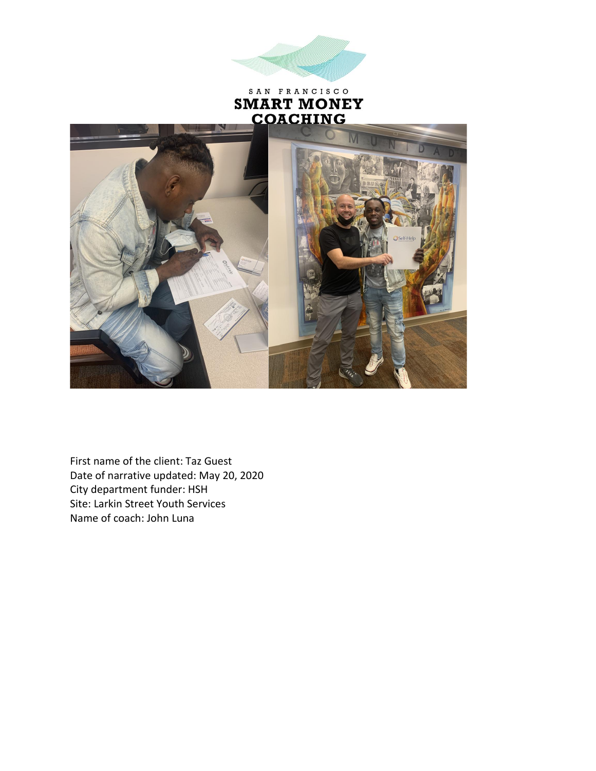SAN FRANCISCO
SMART MONEY
COACHING

First name of the client: Taz Guest
Date of narrative updated: May 20, 2020
City department funder: HSH
Site: Larkin Street Youth Services
Name of coach: John Luna